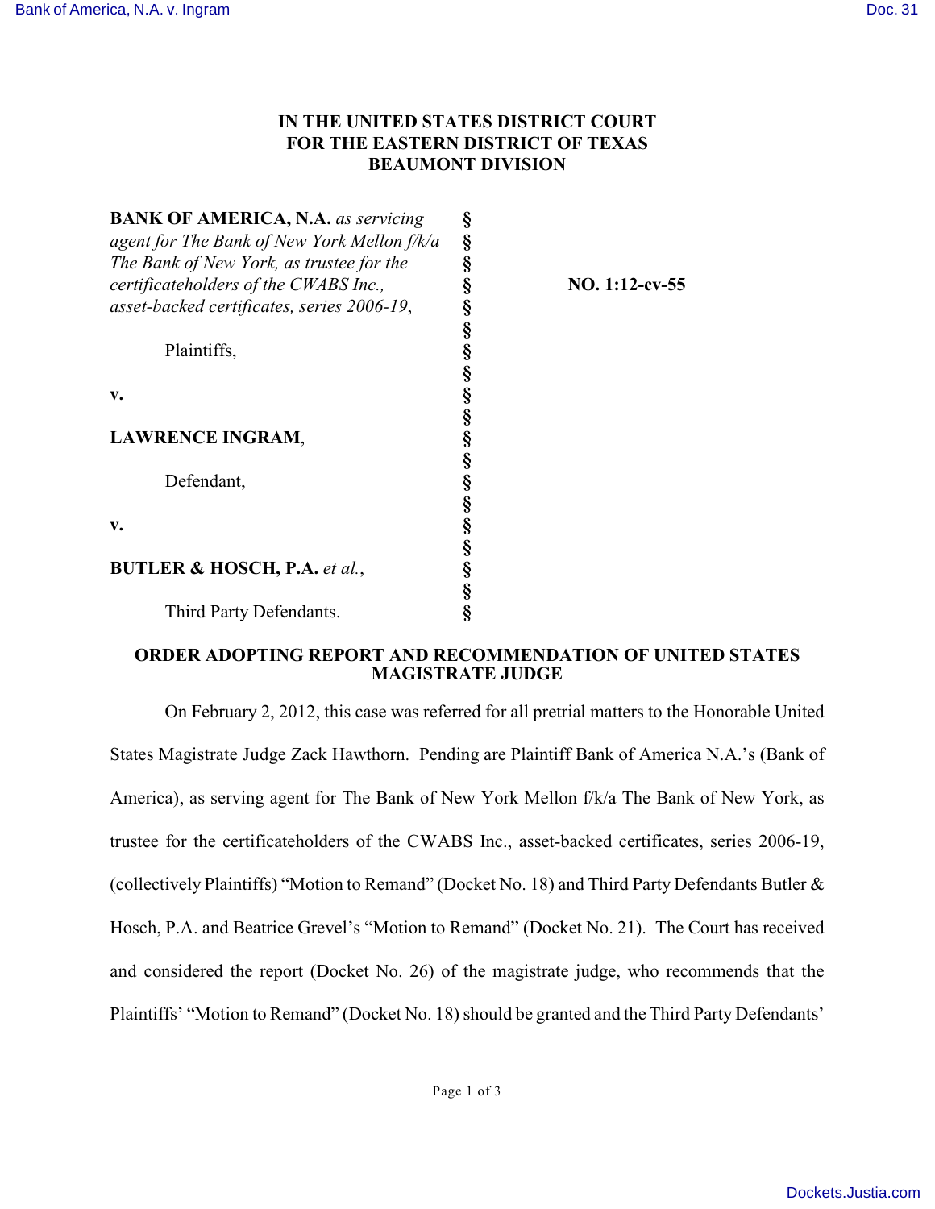**IN THE UNITED STATES DISTRICT COURT**
**FOR THE EASTERN DISTRICT OF TEXAS**
**BEAUMONT DIVISION**

| | | |
|---|---|---|
| **BANK OF AMERICA, N.A.** *as servicing agent for The Bank of New York Mellon f/k/a The Bank of New York, as trustee for the certificateholders of the CWABS Inc., asset-backed certificates, series 2006-19*, | § | **NO. 1:12-cv-55** |
| Plaintiffs, | § | |
| **v.** | § | |
| **LAWRENCE INGRAM**, | § | |
| Defendant, | § | |
| **v.** | § | |
| **BUTLER & HOSCH, P.A.** *et al.*, | § | |
| Third Party Defendants. | § | |

## ORDER ADOPTING REPORT AND RECOMMENDATION OF UNITED STATES MAGISTRATE JUDGE

On February 2, 2012, this case was referred for all pretrial matters to the Honorable United States Magistrate Judge Zack Hawthorn. Pending are Plaintiff Bank of America N.A.'s (Bank of America), as serving agent for The Bank of New York Mellon f/k/a The Bank of New York, as trustee for the certificateholders of the CWABS Inc., asset-backed certificates, series 2006-19, (collectively Plaintiffs) "Motion to Remand" (Docket No. 18) and Third Party Defendants Butler & Hosch, P.A. and Beatrice Grevel's "Motion to Remand" (Docket No. 21). The Court has received and considered the report (Docket No. 26) of the magistrate judge, who recommends that the Plaintiffs' "Motion to Remand" (Docket No. 18) should be granted and the Third Party Defendants'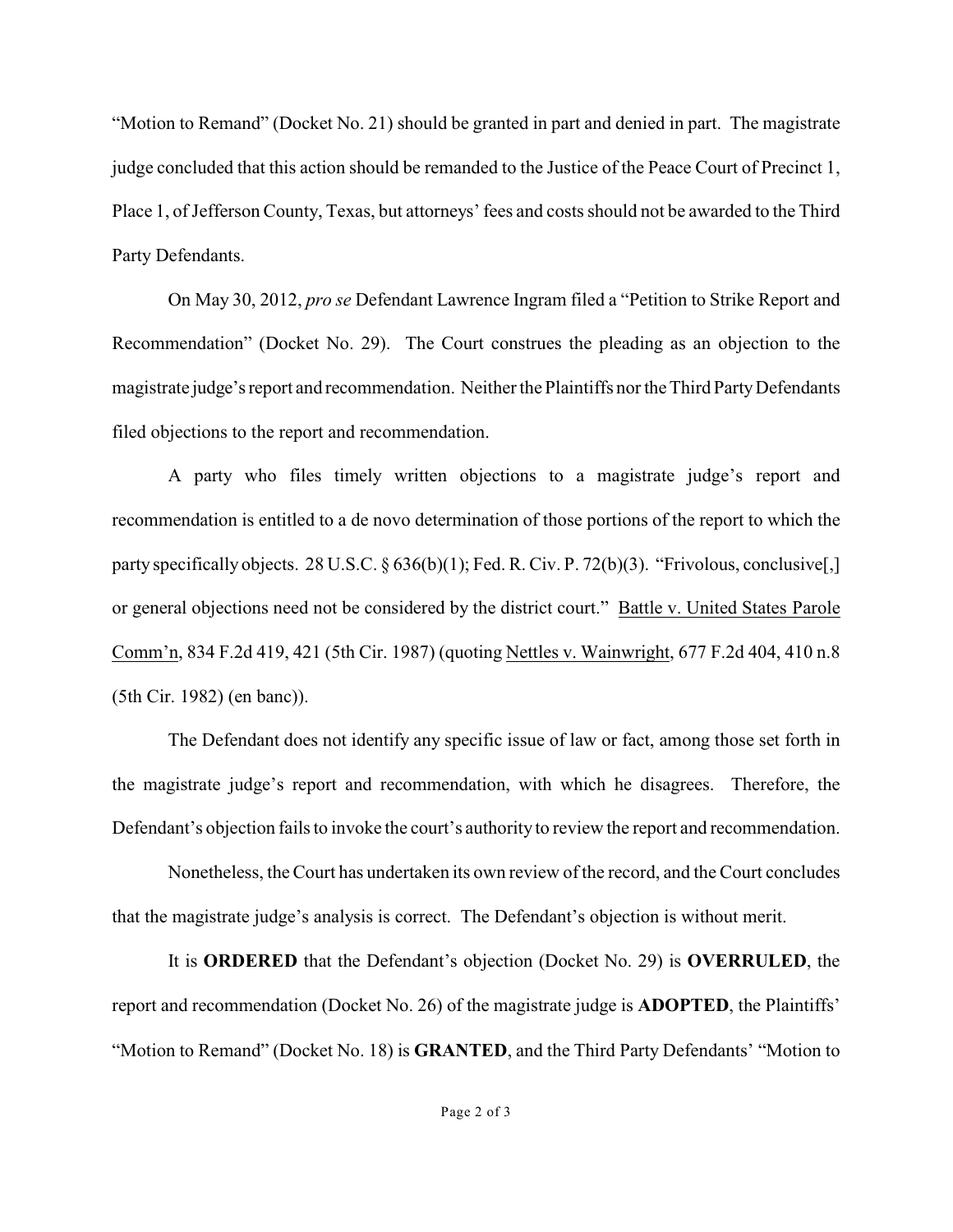"Motion to Remand" (Docket No. 21) should be granted in part and denied in part. The magistrate judge concluded that this action should be remanded to the Justice of the Peace Court of Precinct 1, Place 1, of Jefferson County, Texas, but attorneys' fees and costs should not be awarded to the Third Party Defendants.

On May 30, 2012, *pro se* Defendant Lawrence Ingram filed a "Petition to Strike Report and Recommendation" (Docket No. 29). The Court construes the pleading as an objection to the magistrate judge's report and recommendation. Neither the Plaintiffs nor the Third Party Defendants filed objections to the report and recommendation.

A party who files timely written objections to a magistrate judge's report and recommendation is entitled to a de novo determination of those portions of the report to which the party specifically objects. 28 U.S.C. § 636(b)(1); Fed. R. Civ. P. 72(b)(3). "Frivolous, conclusive[,] or general objections need not be considered by the district court." Battle v. United States Parole Comm'n, 834 F.2d 419, 421 (5th Cir. 1987) (quoting Nettles v. Wainwright, 677 F.2d 404, 410 n.8 (5th Cir. 1982) (en banc)).

The Defendant does not identify any specific issue of law or fact, among those set forth in the magistrate judge's report and recommendation, with which he disagrees. Therefore, the Defendant's objection fails to invoke the court's authority to review the report and recommendation.

Nonetheless, the Court has undertaken its own review of the record, and the Court concludes that the magistrate judge's analysis is correct. The Defendant's objection is without merit.

It is **ORDERED** that the Defendant's objection (Docket No. 29) is **OVERRULED**, the report and recommendation (Docket No. 26) of the magistrate judge is **ADOPTED**, the Plaintiffs' "Motion to Remand" (Docket No. 18) is **GRANTED**, and the Third Party Defendants' "Motion to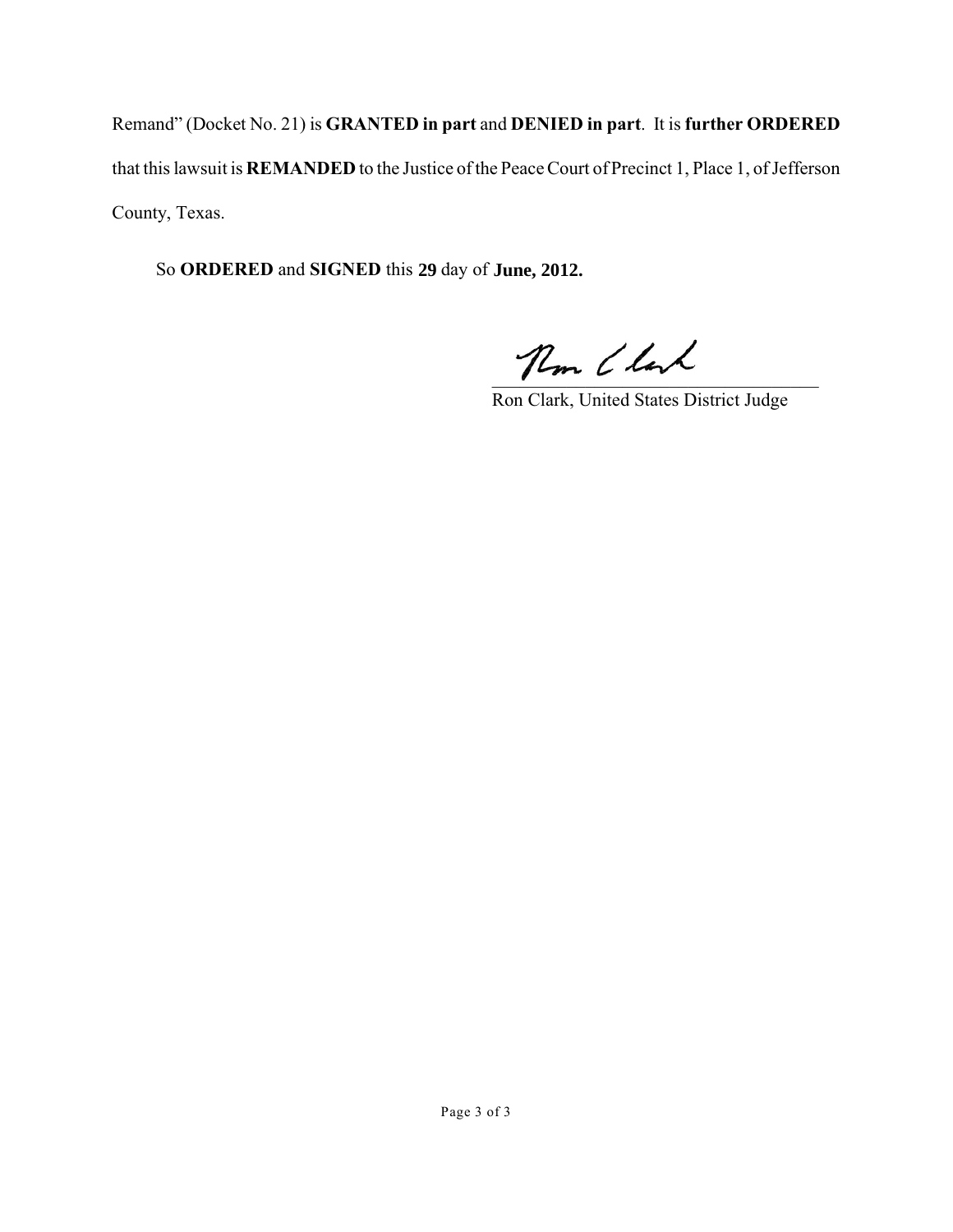Remand" (Docket No. 21) is **GRANTED in part** and **DENIED in part**. It is **further ORDERED** that this lawsuit is **REMANDED** to the Justice of the Peace Court of Precinct 1, Place 1, of Jefferson County, Texas.

So **ORDERED** and **SIGNED** this **29** day of **June, 2012.**

Ron Clark, United States District Judge